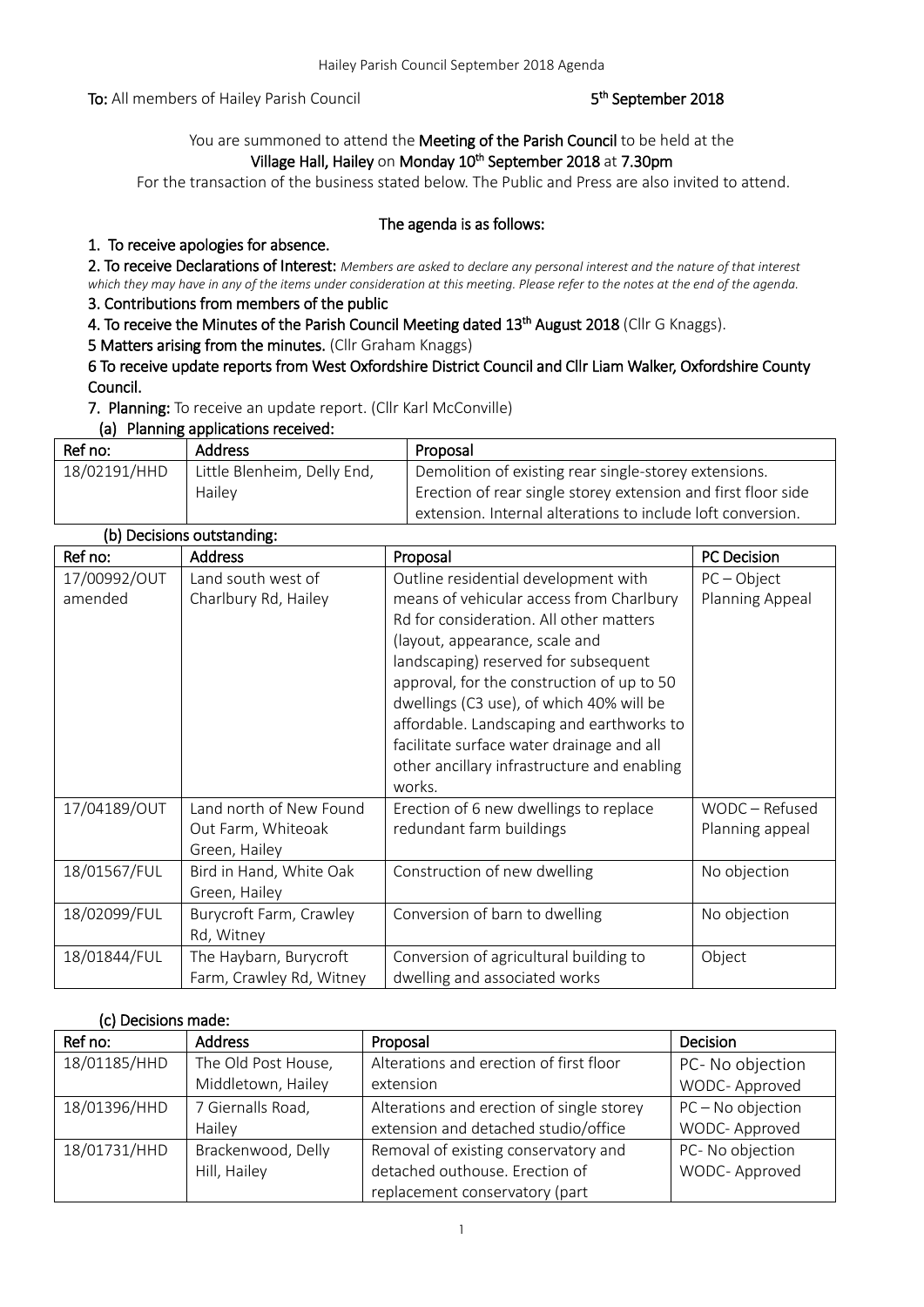**To:** All members of Hailey Parish Council

**5th September 2018**

You are summoned to attend the **Meeting of the Parish Council** to be held at the **Village Hall, Hailey** on **Monday 10th September 2018** at **7.30pm**

For the transaction of the business stated below. The Public and Press are also invited to attend.

**The agenda is as follows:**

**1. To receive apologies for absence.**

**2. To receive Declarations of Interest:** *Members are asked to declare any personal interest and the nature of that interest which they may have in any of the items under consideration at this meeting. Please refer to the notes at the end of the agenda.*

**3. Contributions from members of the public**

**4. To receive the Minutes of the Parish Council Meeting dated 13th August 2018** (Cllr G Knaggs).

**5 Matters arising from the minutes.** (Cllr Graham Knaggs)

**6 To receive update reports from West Oxfordshire District Council and Cllr Liam Walker, Oxfordshire County Council.**

**7. Planning:** To receive an update report. (Cllr Karl McConville)

**(a) Planning applications received:**

| Ref no: | Address | Proposal |
|---|---|---|
| 18/02191/HHD | Little Blenheim, Delly End, Hailey | Demolition of existing rear single-storey extensions. Erection of rear single storey extension and first floor side extension. Internal alterations to include loft conversion. |

**(b) Decisions outstanding:**

| Ref no: | Address | Proposal | PC Decision |
|---|---|---|---|
| 17/00992/OUT amended | Land south west of Charlbury Rd, Hailey | Outline residential development with means of vehicular access from Charlbury Rd for consideration. All other matters (layout, appearance, scale and landscaping) reserved for subsequent approval, for the construction of up to 50 dwellings (C3 use), of which 40% will be affordable. Landscaping and earthworks to facilitate surface water drainage and all other ancillary infrastructure and enabling works. | PC – Object Planning Appeal |
| 17/04189/OUT | Land north of New Found Out Farm, Whiteoak Green, Hailey | Erection of 6 new dwellings to replace redundant farm buildings | WODC – Refused Planning appeal |
| 18/01567/FUL | Bird in Hand, White Oak Green, Hailey | Construction of new dwelling | No objection |
| 18/02099/FUL | Burycroft Farm, Crawley Rd, Witney | Conversion of barn to dwelling | No objection |
| 18/01844/FUL | The Haybarn, Burycroft Farm, Crawley Rd, Witney | Conversion of agricultural building to dwelling and associated works | Object |

**(c) Decisions made:**

| Ref no: | Address | Proposal | Decision |
|---|---|---|---|
| 18/01185/HHD | The Old Post House, Middletown, Hailey | Alterations and erection of first floor extension | PC- No objection WODC- Approved |
| 18/01396/HHD | 7 Giernalls Road, Hailey | Alterations and erection of single storey extension and detached studio/office | PC – No objection WODC- Approved |
| 18/01731/HHD | Brackenwood, Delly Hill, Hailey | Removal of existing conservatory and detached outhouse. Erection of replacement conservatory (part | PC- No objection WODC- Approved |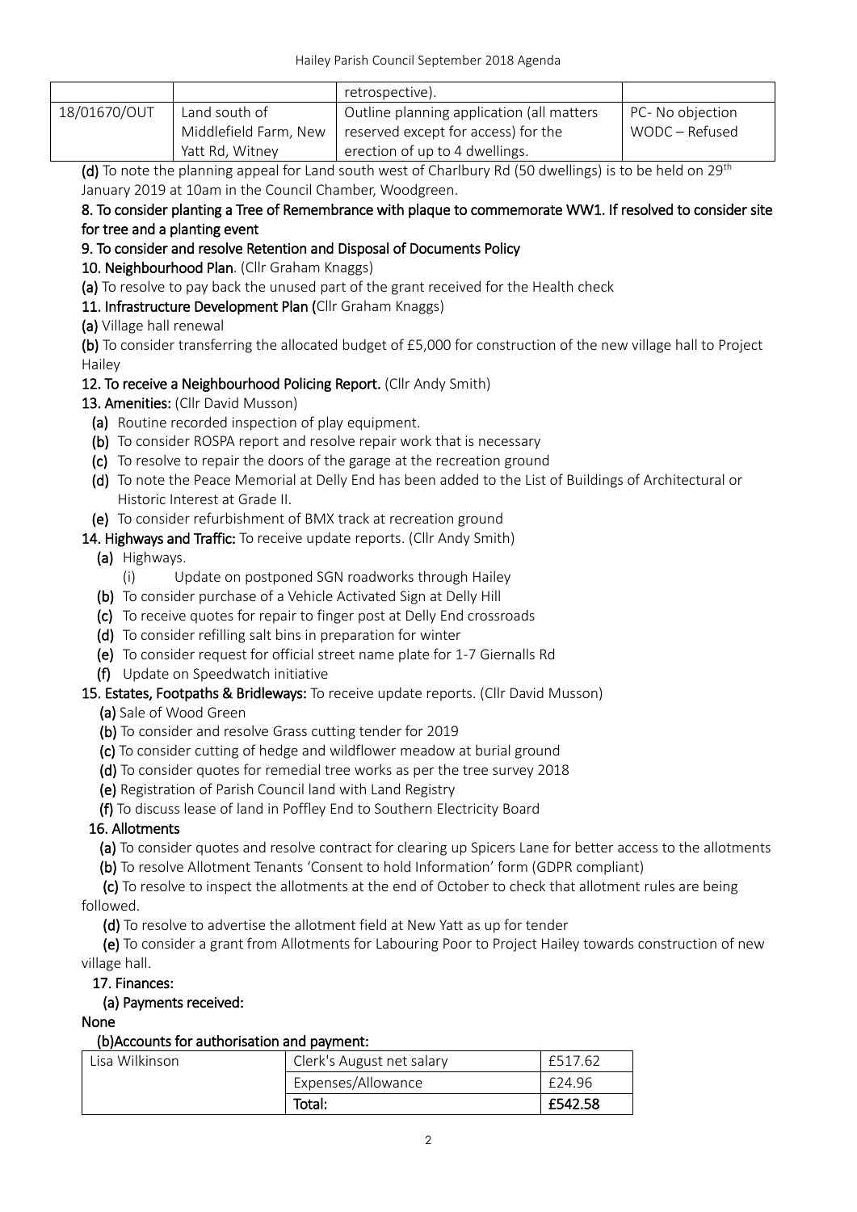| | | retrospective). | |
|---|---|---|---|
| 18/01670/OUT | Land south of Middlefield Farm, New Yatt Rd, Witney | Outline planning application (all matters reserved except for access) for the erection of up to 4 dwellings. | PC- No objection WODC – Refused |

**(d)** To note the planning appeal for Land south west of Charlbury Rd (50 dwellings) is to be held on 29th January 2019 at 10am in the Council Chamber, Woodgreen.

**8. To consider planting a Tree of Remembrance with plaque to commemorate WW1. If resolved to consider site for tree and a planting event**

**9. To consider and resolve Retention and Disposal of Documents Policy**

**10. Neighbourhood Plan**. (Cllr Graham Knaggs)

**(a)** To resolve to pay back the unused part of the grant received for the Health check

**11. Infrastructure Development Plan (**Cllr Graham Knaggs)

**(a)** Village hall renewal

**(b)** To consider transferring the allocated budget of £5,000 for construction of the new village hall to Project Hailey

**12. To receive a Neighbourhood Policing Report.** (Cllr Andy Smith)

**13. Amenities:** (Cllr David Musson)

- **(a)** Routine recorded inspection of play equipment.
- **(b)** To consider ROSPA report and resolve repair work that is necessary
- **(c)** To resolve to repair the doors of the garage at the recreation ground
- **(d)** To note the Peace Memorial at Delly End has been added to the List of Buildings of Architectural or Historic Interest at Grade II.
- **(e)** To consider refurbishment of BMX track at recreation ground

**14. Highways and Traffic:** To receive update reports. (Cllr Andy Smith)

- **(a)** Highways.
  - (i) Update on postponed SGN roadworks through Hailey
- **(b)** To consider purchase of a Vehicle Activated Sign at Delly Hill
- **(c)** To receive quotes for repair to finger post at Delly End crossroads
- **(d)** To consider refilling salt bins in preparation for winter
- **(e)** To consider request for official street name plate for 1-7 Giernalls Rd
- **(f)** Update on Speedwatch initiative

**15. Estates, Footpaths & Bridleways:** To receive update reports. (Cllr David Musson)

- **(a)** Sale of Wood Green
- **(b)** To consider and resolve Grass cutting tender for 2019
- **(c)** To consider cutting of hedge and wildflower meadow at burial ground
- **(d)** To consider quotes for remedial tree works as per the tree survey 2018
- **(e)** Registration of Parish Council land with Land Registry
- **(f)** To discuss lease of land in Poffley End to Southern Electricity Board

**16. Allotments**

- **(a)** To consider quotes and resolve contract for clearing up Spicers Lane for better access to the allotments
- **(b)** To resolve Allotment Tenants 'Consent to hold Information' form (GDPR compliant)
- **(c)** To resolve to inspect the allotments at the end of October to check that allotment rules are being followed.
- **(d)** To resolve to advertise the allotment field at New Yatt as up for tender
- **(e)** To consider a grant from Allotments for Labouring Poor to Project Hailey towards construction of new village hall.

**17. Finances:**

**(a) Payments received:**

**None**

**(b)Accounts for authorisation and payment:**

| Lisa Wilkinson | Clerk's August net salary | £517.62 |
|---|---|---|
| | Expenses/Allowance | £24.96 |
| | **Total:** | **£542.58** |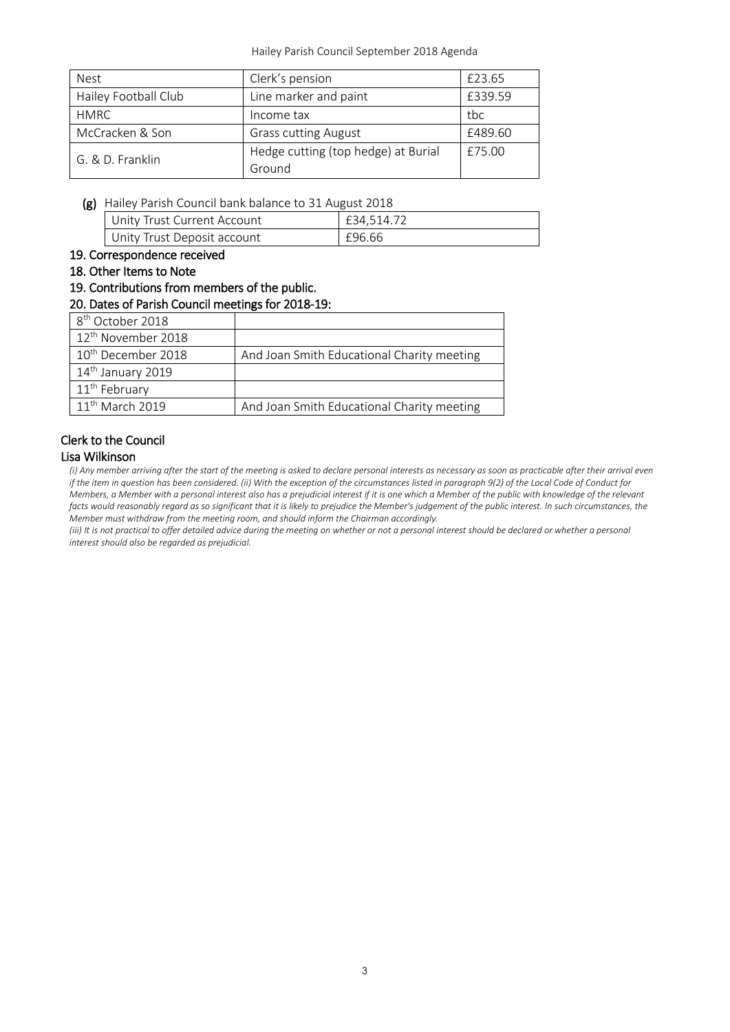| Nest | Clerk's pension | £23.65 |
|---|---|---|
| Hailey Football Club | Line marker and paint | £339.59 |
| HMRC | Income tax | tbc |
| McCracken & Son | Grass cutting August | £489.60 |
| G. & D. Franklin | Hedge cutting (top hedge) at Burial Ground | £75.00 |

**(g)** Hailey Parish Council bank balance to 31 August 2018

| Unity Trust Current Account | £34,514.72 |
|---|---|
| Unity Trust Deposit account | £96.66 |

**19. Correspondence received**

**18. Other Items to Note**

**19. Contributions from members of the public.**

**20. Dates of Parish Council meetings for 2018-19:**

| 8th October 2018 | |
|---|---|
| 12th November 2018 | |
| 10th December 2018 | And Joan Smith Educational Charity meeting |
| 14th January 2019 | |
| 11th February | |
| 11th March 2019 | And Joan Smith Educational Charity meeting |

**Clerk to the Council**

**Lisa Wilkinson**

*(i) Any member arriving after the start of the meeting is asked to declare personal interests as necessary as soon as practicable after their arrival even if the item in question has been considered. (ii) With the exception of the circumstances listed in paragraph 9(2) of the Local Code of Conduct for Members, a Member with a personal interest also has a prejudicial interest if it is one which a Member of the public with knowledge of the relevant facts would reasonably regard as so significant that it is likely to prejudice the Member's judgement of the public interest. In such circumstances, the Member must withdraw from the meeting room, and should inform the Chairman accordingly.*

*(iii) It is not practical to offer detailed advice during the meeting on whether or not a personal interest should be declared or whether a personal interest should also be regarded as prejudicial.*